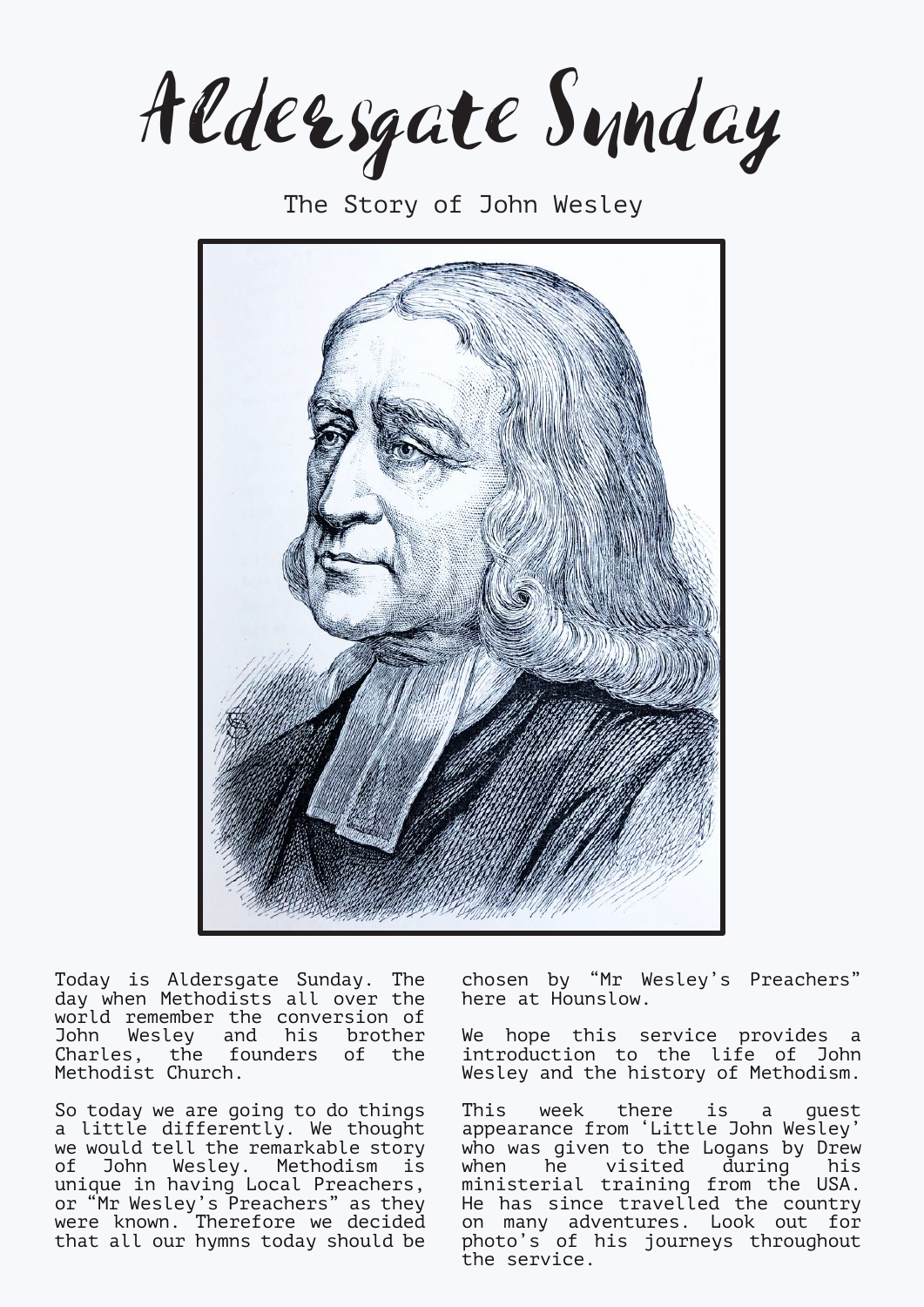# Aldersgate Sunday

The Story of John Wesley

Today is Aldersgate Sunday. The day when Methodists all over the world remember the conversion of John Wesley and his brother Charles, the founders of the Methodist Church.

So today we are going to do things a little differently. We thought we would tell the remarkable story of John Wesley. Methodism is unique in having Local Preachers, or "Mr Wesley's Preachers" as they were known. Therefore we decided that all our hymns today should be chosen by "Mr Wesley's Preachers" here at Hounslow.

We hope this service provides a introduction to the life of John Wesley and the history of Methodism.

This week there is a guest appearance from 'Little John Wesley' who was given to the Logans by Drew when he visited during his ministerial training from the USA. He has since travelled the country on many adventures. Look out for photo's of his journeys throughout the service.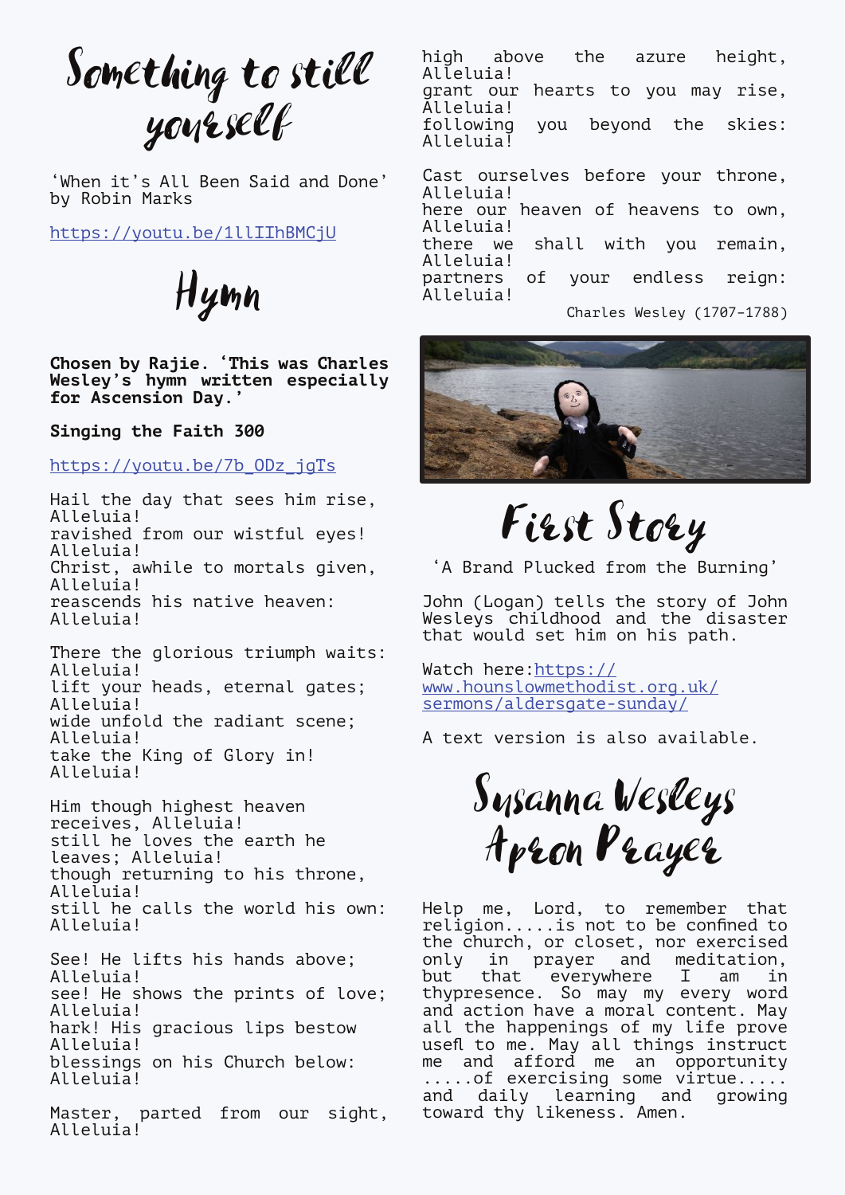# Something to still yourself

'When it's All Been Said and Done' by Robin Marks

https://youtu.be/1llIIhBMCjU

# Hymn

**Chosen by Rajie. 'This was Charles Wesley's hymn written especially for Ascension Day.'**

**Singing the Faith 300**

https://youtu.be/7b_ODz_jgTs

Hail the day that sees him rise,
Alleluia!
ravished from our wistful eyes!
Alleluia!
Christ, awhile to mortals given,
Alleluia!
reascends his native heaven:
Alleluia!

There the glorious triumph waits:
Alleluia!
lift your heads, eternal gates;
Alleluia!
wide unfold the radiant scene;
Alleluia!
take the King of Glory in!
Alleluia!

Him though highest heaven receives, Alleluia!
still he loves the earth he leaves; Alleluia!
though returning to his throne,
Alleluia!
still he calls the world his own:
Alleluia!

See! He lifts his hands above;
Alleluia!
see! He shows the prints of love;
Alleluia!
hark! His gracious lips bestow
Alleluia!
blessings on his Church below:
Alleluia!

Master, parted from our sight,
Alleluia!
high above the azure height,
Alleluia!
grant our hearts to you may rise,
Alleluia!
following you beyond the skies:
Alleluia!

Cast ourselves before your throne,
Alleluia!
here our heaven of heavens to own,
Alleluia!
there we shall with you remain,
Alleluia!
partners of your endless reign:
Alleluia!

Charles Wesley (1707-1788)

# First Story

'A Brand Plucked from the Burning'

John (Logan) tells the story of John Wesleys childhood and the disaster that would set him on his path.

Watch here: https://www.hounslowmethodist.org.uk/sermons/aldersgate-sunday/

A text version is also available.

# Susanna Wesleys Apron Prayer

Help me, Lord, to remember that religion.....is not to be confined to the church, or closet, nor exercised only in prayer and meditation, but that everywhere I am in thypresence. So may my every word and action have a moral content. May all the happenings of my life prove usefl to me. May all things instruct me and afford me an opportunity .....of exercising some virtue..... and daily learning and growing toward thy likeness. Amen.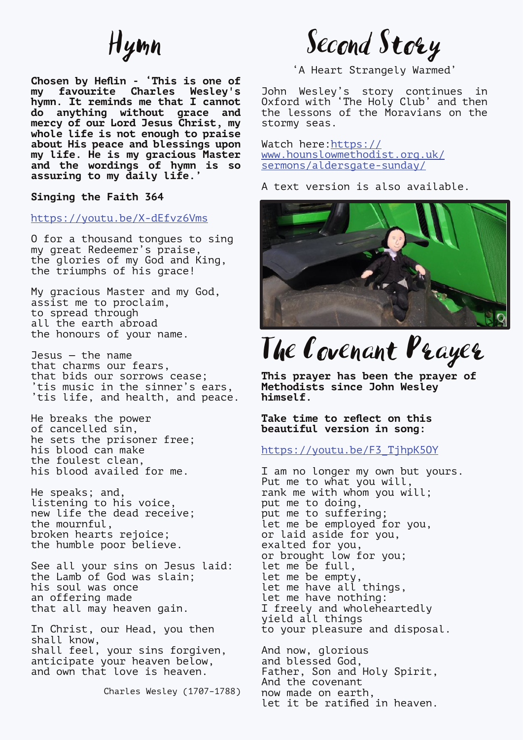# Hymn

**Chosen by Heflin - 'This is one of my favourite Charles Wesley's hymn. It reminds me that I cannot do anything without grace and mercy of our Lord Jesus Christ, my whole life is not enough to praise about His peace and blessings upon my life. He is my gracious Master and the wordings of hymn is so assuring to my daily life.'**

**Singing the Faith 364**

https://youtu.be/X-dEfvz6Vms

O for a thousand tongues to sing
my great Redeemer's praise,
the glories of my God and King,
the triumphs of his grace!

My gracious Master and my God,
assist me to proclaim,
to spread through
all the earth abroad
the honours of your name.

Jesus – the name
that charms our fears,
that bids our sorrows cease;
'tis music in the sinner's ears,
'tis life, and health, and peace.

He breaks the power
of cancelled sin,
he sets the prisoner free;
his blood can make
the foulest clean,
his blood availed for me.

He speaks; and,
listening to his voice,
new life the dead receive;
the mournful,
broken hearts rejoice;
the humble poor believe.

See all your sins on Jesus laid:
the Lamb of God was slain;
his soul was once
an offering made
that all may heaven gain.

In Christ, our Head, you then
shall know,
shall feel, your sins forgiven,
anticipate your heaven below,
and own that love is heaven.

Charles Wesley (1707-1788)

# Second Story

'A Heart Strangely Warmed'

John Wesley's story continues in Oxford with 'The Holy Club' and then the lessons of the Moravians on the stormy seas.

Watch here: https://www.hounslowmethodist.org.uk/sermons/aldersgate-sunday/

A text version is also available.

# The Covenant Prayer

**This prayer has been the prayer of Methodists since John Wesley himself.**

**Take time to reflect on this beautiful version in song:**

https://youtu.be/F3_TjhpK5OY

I am no longer my own but yours.
Put me to what you will,
rank me with whom you will;
put me to doing,
put me to suffering;
let me be employed for you,
or laid aside for you,
exalted for you,
or brought low for you;
let me be full,
let me be empty,
let me have all things,
let me have nothing:
I freely and wholeheartedly
yield all things
to your pleasure and disposal.

And now, glorious
and blessed God,
Father, Son and Holy Spirit,
And the covenant
now made on earth,
let it be ratified in heaven.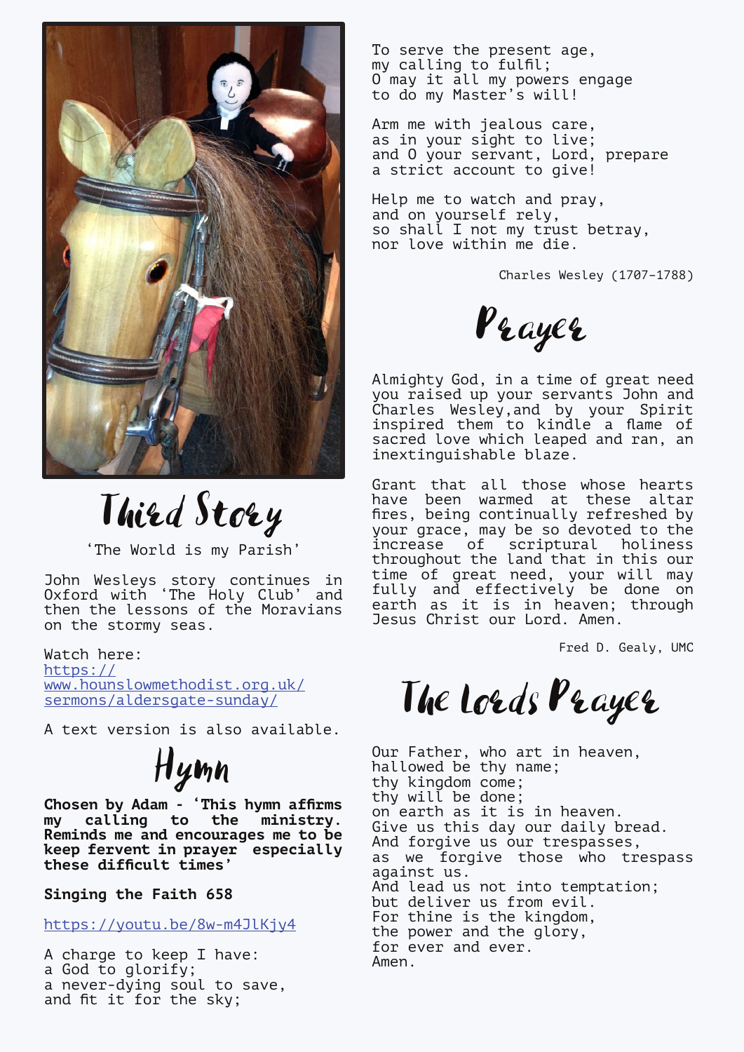## Third Story

'The World is my Parish'

John Wesleys story continues in Oxford with 'The Holy Club' and then the lessons of the Moravians on the stormy seas.

Watch here:
[https://www.hounslowmethodist.org.uk/sermons/aldersgate-sunday/](https://www.hounslowmethodist.org.uk/sermons/aldersgate-sunday/)

A text version is also available.

## Hymn

**Chosen by Adam - 'This hymn affirms my calling to the ministry. Reminds me and encourages me to be keep fervent in prayer especially these difficult times'**

**Singing the Faith 658**

[https://youtu.be/8w-m4JlKjy4](https://youtu.be/8w-m4JlKjy4)

A charge to keep I have:
a God to glorify;
a never-dying soul to save,
and fit it for the sky;

To serve the present age,
my calling to fulfil;
O may it all my powers engage
to do my Master's will!

Arm me with jealous care,
as in your sight to live;
and O your servant, Lord, prepare
a strict account to give!

Help me to watch and pray,
and on yourself rely,
so shall I not my trust betray,
nor love within me die.

Charles Wesley (1707-1788)

## Prayer

Almighty God, in a time of great need you raised up your servants John and Charles Wesley,and by your Spirit inspired them to kindle a flame of sacred love which leaped and ran, an inextinguishable blaze.

Grant that all those whose hearts have been warmed at these altar fires, being continually refreshed by your grace, may be so devoted to the increase of scriptural holiness throughout the land that in this our time of great need, your will may fully and effectively be done on earth as it is in heaven; through Jesus Christ our Lord. Amen.

Fred D. Gealy, UMC

## The Lords Prayer

Our Father, who art in heaven,
hallowed be thy name;
thy kingdom come;
thy will be done;
on earth as it is in heaven.
Give us this day our daily bread.
And forgive us our trespasses,
as we forgive those who trespass against us.
And lead us not into temptation;
but deliver us from evil.
For thine is the kingdom,
the power and the glory,
for ever and ever.
Amen.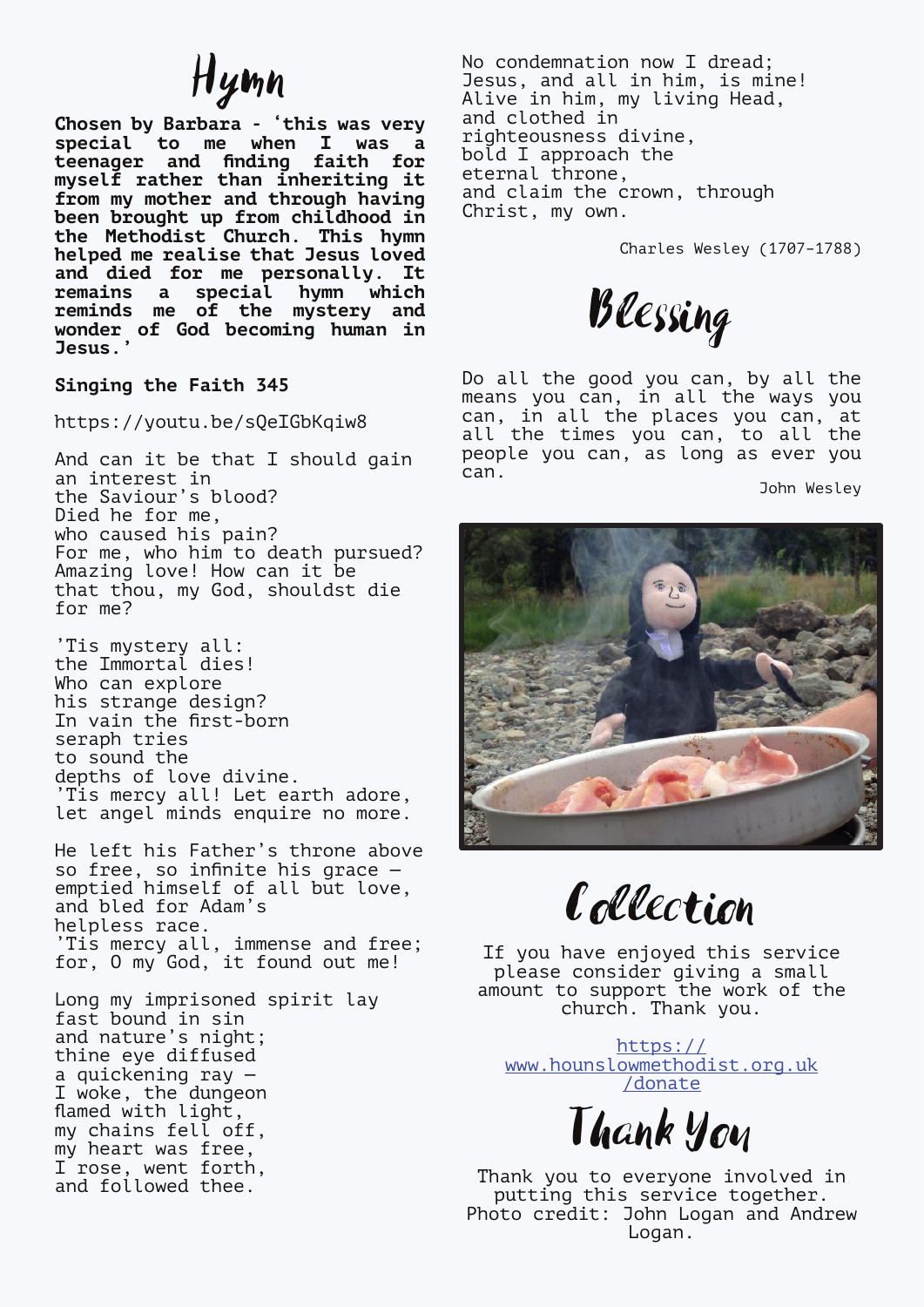# Hymn

**Chosen by Barbara - 'this was very special to me when I was a teenager and finding faith for myself rather than inheriting it from my mother and through having been brought up from childhood in the Methodist Church. This hymn helped me realise that Jesus loved and died for me personally. It remains a special hymn which reminds me of the mystery and wonder of God becoming human in Jesus.'**

**Singing the Faith 345**

https://youtu.be/sQeIGbKqiw8

And can it be that I should gain
an interest in
the Saviour's blood?
Died he for me,
who caused his pain?
For me, who him to death pursued?
Amazing love! How can it be
that thou, my God, shouldst die
for me?

'Tis mystery all:
the Immortal dies!
Who can explore
his strange design?
In vain the first-born
seraph tries
to sound the
depths of love divine.
'Tis mercy all! Let earth adore,
let angel minds enquire no more.

He left his Father's throne above
so free, so infinite his grace –
emptied himself of all but love,
and bled for Adam's
helpless race.
'Tis mercy all, immense and free;
for, O my God, it found out me!

Long my imprisoned spirit lay
fast bound in sin
and nature's night;
thine eye diffused
a quickening ray –
I woke, the dungeon
flamed with light,
my chains fell off,
my heart was free,
I rose, went forth,
and followed thee.

No condemnation now I dread;
Jesus, and all in him, is mine!
Alive in him, my living Head,
and clothed in
righteousness divine,
bold I approach the
eternal throne,
and claim the crown, through
Christ, my own.

Charles Wesley (1707-1788)

# Blessing

Do all the good you can, by all the means you can, in all the ways you can, in all the places you can, at all the times you can, to all the people you can, as long as ever you can.

John Wesley

# Collection

If you have enjoyed this service please consider giving a small amount to support the work of the church. Thank you.

https://www.hounslowmethodist.org.uk/donate

# Thank You

Thank you to everyone involved in putting this service together.
Photo credit: John Logan and Andrew Logan.